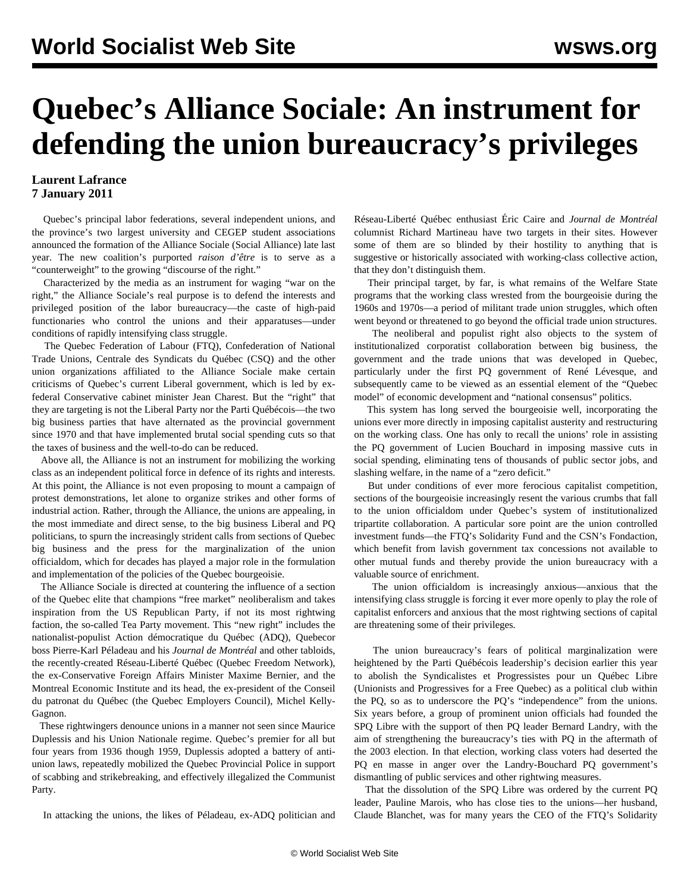# Quebec's Alliance Sociale: An instrument for defending the union bureaucracy's privileges

**Laurent Lafrance**
**7 January 2011**

Quebec's principal labor federations, several independent unions, and the province's two largest university and CEGEP student associations announced the formation of the Alliance Sociale (Social Alliance) late last year. The new coalition's purported *raison d'être* is to serve as a "counterweight" to the growing "discourse of the right."

Characterized by the media as an instrument for waging "war on the right," the Alliance Sociale's real purpose is to defend the interests and privileged position of the labor bureaucracy—the caste of high-paid functionaries who control the unions and their apparatuses—under conditions of rapidly intensifying class struggle.

The Quebec Federation of Labour (FTQ), Confederation of National Trade Unions, Centrale des Syndicats du Québec (CSQ) and the other union organizations affiliated to the Alliance Sociale make certain criticisms of Quebec's current Liberal government, which is led by ex-federal Conservative cabinet minister Jean Charest. But the "right" that they are targeting is not the Liberal Party nor the Parti Québécois—the two big business parties that have alternated as the provincial government since 1970 and that have implemented brutal social spending cuts so that the taxes of business and the well-to-do can be reduced.

Above all, the Alliance is not an instrument for mobilizing the working class as an independent political force in defence of its rights and interests. At this point, the Alliance is not even proposing to mount a campaign of protest demonstrations, let alone to organize strikes and other forms of industrial action. Rather, through the Alliance, the unions are appealing, in the most immediate and direct sense, to the big business Liberal and PQ politicians, to spurn the increasingly strident calls from sections of Quebec big business and the press for the marginalization of the union officialdom, which for decades has played a major role in the formulation and implementation of the policies of the Quebec bourgeoisie.

The Alliance Sociale is directed at countering the influence of a section of the Quebec elite that champions "free market" neoliberalism and takes inspiration from the US Republican Party, if not its most rightwing faction, the so-called Tea Party movement. This "new right" includes the nationalist-populist Action démocratique du Québec (ADQ), Quebecor boss Pierre-Karl Péladeau and his *Journal de Montréal* and other tabloids, the recently-created Réseau-Liberté Québec (Quebec Freedom Network), the ex-Conservative Foreign Affairs Minister Maxime Bernier, and the Montreal Economic Institute and its head, the ex-president of the Conseil du patronat du Québec (the Quebec Employers Council), Michel Kelly-Gagnon.

These rightwingers denounce unions in a manner not seen since Maurice Duplessis and his Union Nationale regime. Quebec's premier for all but four years from 1936 though 1959, Duplessis adopted a battery of anti-union laws, repeatedly mobilized the Quebec Provincial Police in support of scabbing and strikebreaking, and effectively illegalized the Communist Party.

In attacking the unions, the likes of Péladeau, ex-ADQ politician and Réseau-Liberté Québec enthusiast Éric Caire and *Journal de Montréal* columnist Richard Martineau have two targets in their sites. However some of them are so blinded by their hostility to anything that is suggestive or historically associated with working-class collective action, that they don't distinguish them.

Their principal target, by far, is what remains of the Welfare State programs that the working class wrested from the bourgeoisie during the 1960s and 1970s—a period of militant trade union struggles, which often went beyond or threatened to go beyond the official trade union structures.

The neoliberal and populist right also objects to the system of institutionalized corporatist collaboration between big business, the government and the trade unions that was developed in Quebec, particularly under the first PQ government of René Lévesque, and subsequently came to be viewed as an essential element of the "Quebec model" of economic development and "national consensus" politics.

This system has long served the bourgeoisie well, incorporating the unions ever more directly in imposing capitalist austerity and restructuring on the working class. One has only to recall the unions' role in assisting the PQ government of Lucien Bouchard in imposing massive cuts in social spending, eliminating tens of thousands of public sector jobs, and slashing welfare, in the name of a "zero deficit."

But under conditions of ever more ferocious capitalist competition, sections of the bourgeoisie increasingly resent the various crumbs that fall to the union officialdom under Quebec's system of institutionalized tripartite collaboration. A particular sore point are the union controlled investment funds—the FTQ's Solidarity Fund and the CSN's Fondaction, which benefit from lavish government tax concessions not available to other mutual funds and thereby provide the union bureaucracy with a valuable source of enrichment.

The union officialdom is increasingly anxious—anxious that the intensifying class struggle is forcing it ever more openly to play the role of capitalist enforcers and anxious that the most rightwing sections of capital are threatening some of their privileges.

The union bureaucracy's fears of political marginalization were heightened by the Parti Québécois leadership's decision earlier this year to abolish the Syndicalistes et Progressistes pour un Québec Libre (Unionists and Progressives for a Free Quebec) as a political club within the PQ, so as to underscore the PQ's "independence" from the unions. Six years before, a group of prominent union officials had founded the SPQ Libre with the support of then PQ leader Bernard Landry, with the aim of strengthening the bureaucracy's ties with PQ in the aftermath of the 2003 election. In that election, working class voters had deserted the PQ en masse in anger over the Landry-Bouchard PQ government's dismantling of public services and other rightwing measures.

That the dissolution of the SPQ Libre was ordered by the current PQ leader, Pauline Marois, who has close ties to the unions—her husband, Claude Blanchet, was for many years the CEO of the FTQ's Solidarity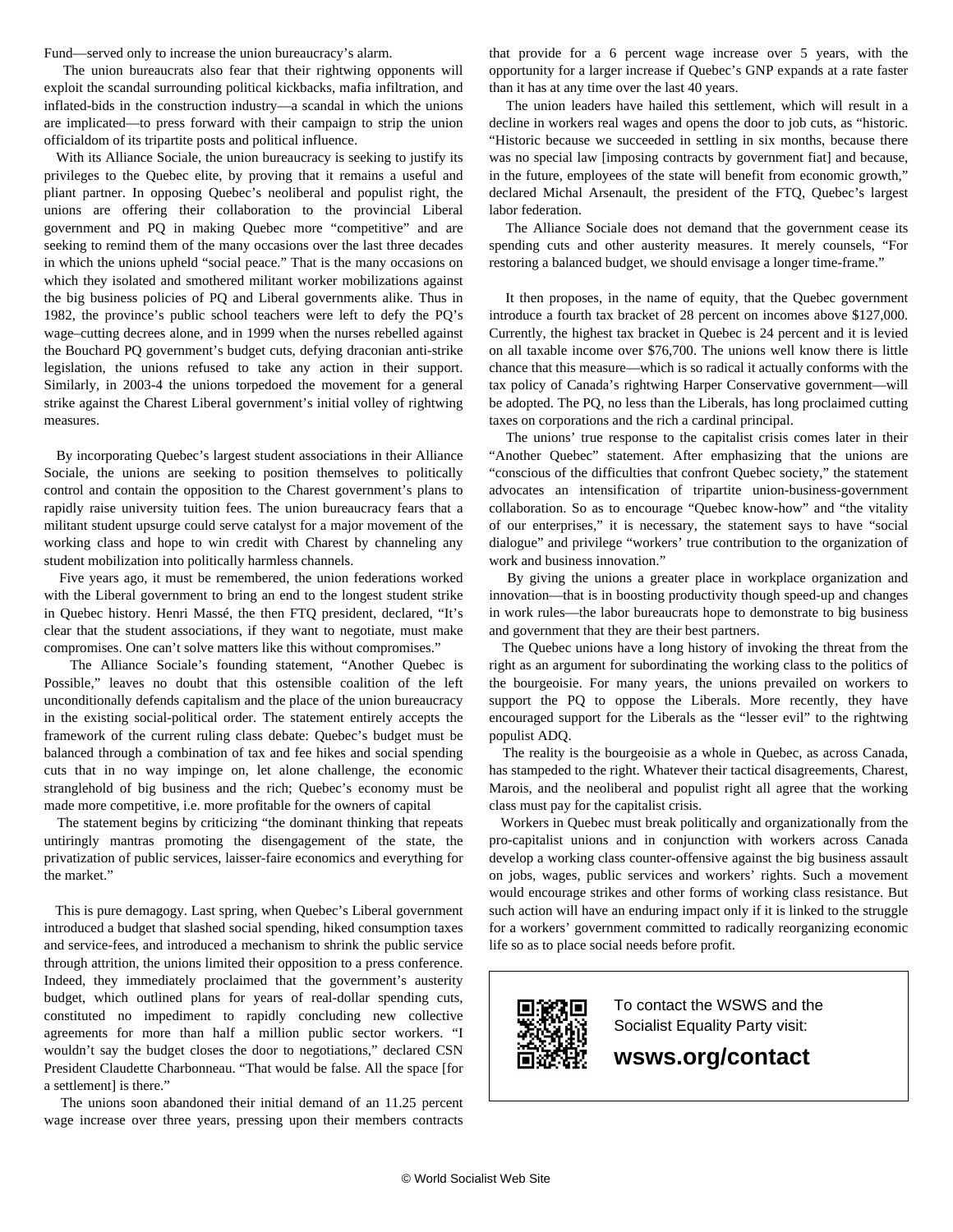Fund—served only to increase the union bureaucracy's alarm.

The union bureaucrats also fear that their rightwing opponents will exploit the scandal surrounding political kickbacks, mafia infiltration, and inflated-bids in the construction industry—a scandal in which the unions are implicated—to press forward with their campaign to strip the union officialdom of its tripartite posts and political influence.

With its Alliance Sociale, the union bureaucracy is seeking to justify its privileges to the Quebec elite, by proving that it remains a useful and pliant partner. In opposing Quebec's neoliberal and populist right, the unions are offering their collaboration to the provincial Liberal government and PQ in making Quebec more "competitive" and are seeking to remind them of the many occasions over the last three decades in which the unions upheld "social peace." That is the many occasions on which they isolated and smothered militant worker mobilizations against the big business policies of PQ and Liberal governments alike. Thus in 1982, the province's public school teachers were left to defy the PQ's wage–cutting decrees alone, and in 1999 when the nurses rebelled against the Bouchard PQ government's budget cuts, defying draconian anti-strike legislation, the unions refused to take any action in their support. Similarly, in 2003-4 the unions torpedoed the movement for a general strike against the Charest Liberal government's initial volley of rightwing measures.

By incorporating Quebec's largest student associations in their Alliance Sociale, the unions are seeking to position themselves to politically control and contain the opposition to the Charest government's plans to rapidly raise university tuition fees. The union bureaucracy fears that a militant student upsurge could serve catalyst for a major movement of the working class and hope to win credit with Charest by channeling any student mobilization into politically harmless channels.

Five years ago, it must be remembered, the union federations worked with the Liberal government to bring an end to the longest student strike in Quebec history. Henri Massé, the then FTQ president, declared, "It's clear that the student associations, if they want to negotiate, must make compromises. One can't solve matters like this without compromises."

The Alliance Sociale's founding statement, "Another Quebec is Possible," leaves no doubt that this ostensible coalition of the left unconditionally defends capitalism and the place of the union bureaucracy in the existing social-political order. The statement entirely accepts the framework of the current ruling class debate: Quebec's budget must be balanced through a combination of tax and fee hikes and social spending cuts that in no way impinge on, let alone challenge, the economic stranglehold of big business and the rich; Quebec's economy must be made more competitive, i.e. more profitable for the owners of capital

The statement begins by criticizing "the dominant thinking that repeats untiringly mantras promoting the disengagement of the state, the privatization of public services, laisser-faire economics and everything for the market."

This is pure demagogy. Last spring, when Quebec's Liberal government introduced a budget that slashed social spending, hiked consumption taxes and service-fees, and introduced a mechanism to shrink the public service through attrition, the unions limited their opposition to a press conference. Indeed, they immediately proclaimed that the government's austerity budget, which outlined plans for years of real-dollar spending cuts, constituted no impediment to rapidly concluding new collective agreements for more than half a million public sector workers. "I wouldn't say the budget closes the door to negotiations," declared CSN President Claudette Charbonneau. "That would be false. All the space [for a settlement] is there."

The unions soon abandoned their initial demand of an 11.25 percent wage increase over three years, pressing upon their members contracts that provide for a 6 percent wage increase over 5 years, with the opportunity for a larger increase if Quebec's GNP expands at a rate faster than it has at any time over the last 40 years.

The union leaders have hailed this settlement, which will result in a decline in workers real wages and opens the door to job cuts, as "historic. "Historic because we succeeded in settling in six months, because there was no special law [imposing contracts by government fiat] and because, in the future, employees of the state will benefit from economic growth," declared Michal Arsenault, the president of the FTQ, Quebec's largest labor federation.

The Alliance Sociale does not demand that the government cease its spending cuts and other austerity measures. It merely counsels, "For restoring a balanced budget, we should envisage a longer time-frame."

It then proposes, in the name of equity, that the Quebec government introduce a fourth tax bracket of 28 percent on incomes above $127,000. Currently, the highest tax bracket in Quebec is 24 percent and it is levied on all taxable income over $76,700. The unions well know there is little chance that this measure—which is so radical it actually conforms with the tax policy of Canada's rightwing Harper Conservative government—will be adopted. The PQ, no less than the Liberals, has long proclaimed cutting taxes on corporations and the rich a cardinal principal.

The unions' true response to the capitalist crisis comes later in their "Another Quebec" statement. After emphasizing that the unions are "conscious of the difficulties that confront Quebec society," the statement advocates an intensification of tripartite union-business-government collaboration. So as to encourage "Quebec know-how" and "the vitality of our enterprises," it is necessary, the statement says to have "social dialogue" and privilege "workers' true contribution to the organization of work and business innovation."

By giving the unions a greater place in workplace organization and innovation—that is in boosting productivity though speed-up and changes in work rules—the labor bureaucrats hope to demonstrate to big business and government that they are their best partners.

The Quebec unions have a long history of invoking the threat from the right as an argument for subordinating the working class to the politics of the bourgeoisie. For many years, the unions prevailed on workers to support the PQ to oppose the Liberals. More recently, they have encouraged support for the Liberals as the "lesser evil" to the rightwing populist ADQ.

The reality is the bourgeoisie as a whole in Quebec, as across Canada, has stampeded to the right. Whatever their tactical disagreements, Charest, Marois, and the neoliberal and populist right all agree that the working class must pay for the capitalist crisis.

Workers in Quebec must break politically and organizationally from the pro-capitalist unions and in conjunction with workers across Canada develop a working class counter-offensive against the big business assault on jobs, wages, public services and workers' rights. Such a movement would encourage strikes and other forms of working class resistance. But such action will have an enduring impact only if it is linked to the struggle for a workers' government committed to radically reorganizing economic life so as to place social needs before profit.

To contact the WSWS and the Socialist Equality Party visit:

**wsws.org/contact**